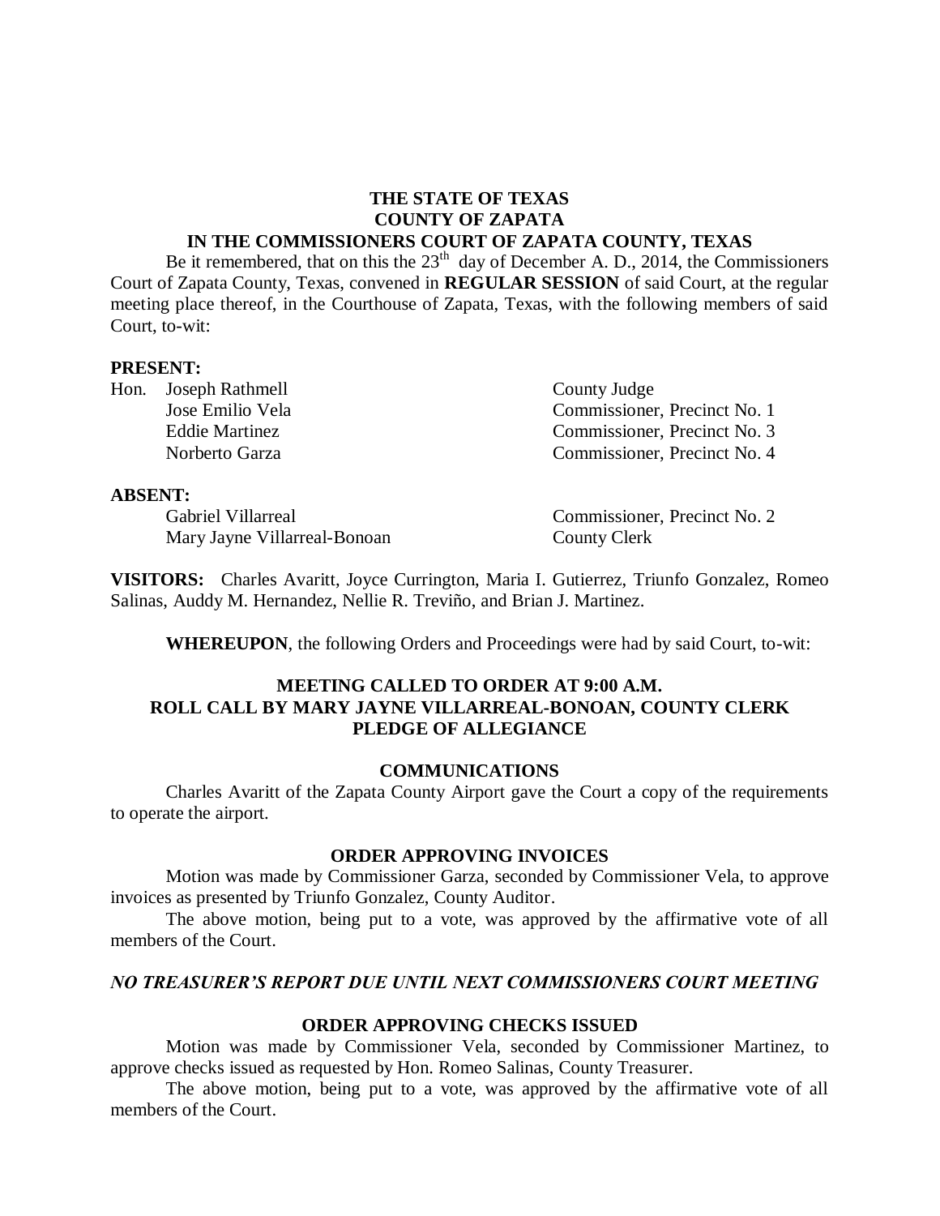**THE STATE OF TEXAS**
**COUNTY OF ZAPATA**
**IN THE COMMISSIONERS COURT OF ZAPATA COUNTY, TEXAS**

Be it remembered, that on this the 23th day of December A. D., 2014, the Commissioners Court of Zapata County, Texas, convened in **REGULAR SESSION** of said Court, at the regular meeting place thereof, in the Courthouse of Zapata, Texas, with the following members of said Court, to-wit:

**PRESENT:**

| | |
|---|---|
| Hon. Joseph Rathmell | County Judge |
| Jose Emilio Vela | Commissioner, Precinct No. 1 |
| Eddie Martinez | Commissioner, Precinct No. 3 |
| Norberto Garza | Commissioner, Precinct No. 4 |

**ABSENT:**

| | |
|---|---|
| Gabriel Villarreal | Commissioner, Precinct No. 2 |
| Mary Jayne Villarreal-Bonoan | County Clerk |

**VISITORS:** Charles Avaritt, Joyce Currington, Maria I. Gutierrez, Triunfo Gonzalez, Romeo Salinas, Auddy M. Hernandez, Nellie R. Treviño, and Brian J. Martinez.

**WHEREUPON**, the following Orders and Proceedings were had by said Court, to-wit:

**MEETING CALLED TO ORDER AT 9:00 A.M.**
**ROLL CALL BY MARY JAYNE VILLARREAL-BONOAN, COUNTY CLERK**
**PLEDGE OF ALLEGIANCE**

**COMMUNICATIONS**

Charles Avaritt of the Zapata County Airport gave the Court a copy of the requirements to operate the airport.

**ORDER APPROVING INVOICES**

Motion was made by Commissioner Garza, seconded by Commissioner Vela, to approve invoices as presented by Triunfo Gonzalez, County Auditor.

The above motion, being put to a vote, was approved by the affirmative vote of all members of the Court.

***NO TREASURER'S REPORT DUE UNTIL NEXT COMMISSIONERS COURT MEETING***

**ORDER APPROVING CHECKS ISSUED**

Motion was made by Commissioner Vela, seconded by Commissioner Martinez, to approve checks issued as requested by Hon. Romeo Salinas, County Treasurer.

The above motion, being put to a vote, was approved by the affirmative vote of all members of the Court.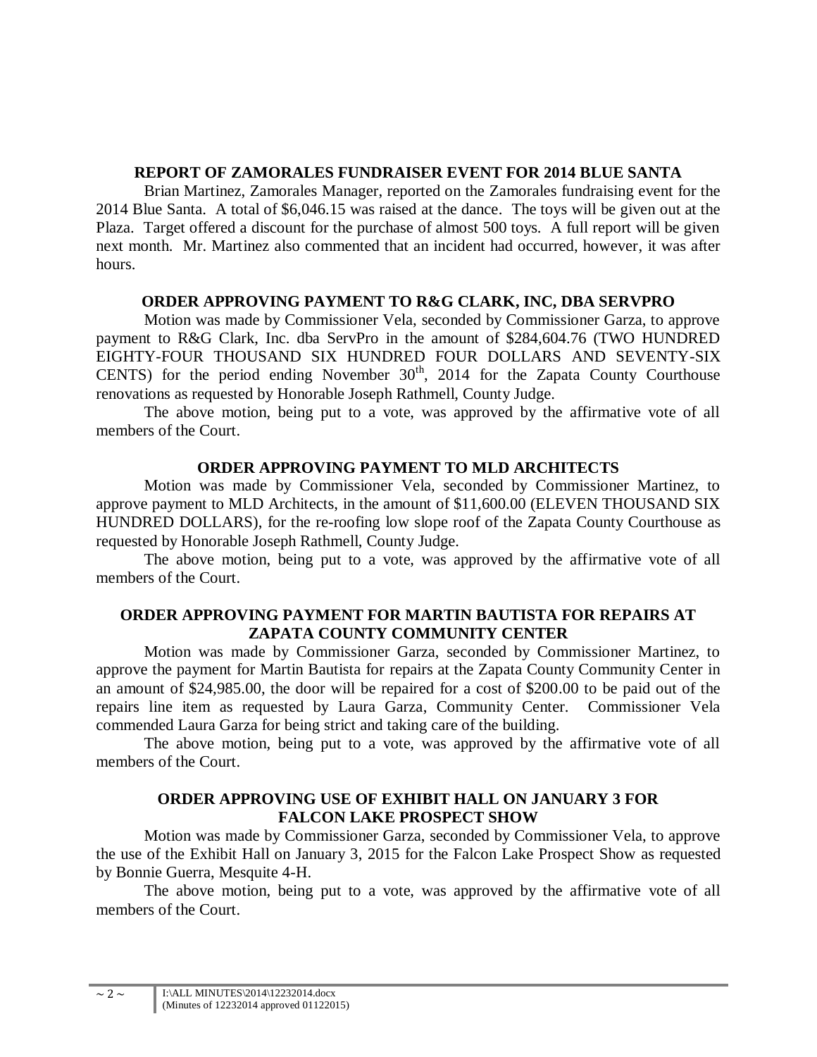## REPORT OF ZAMORALES FUNDRAISER EVENT FOR 2014 BLUE SANTA

Brian Martinez, Zamorales Manager, reported on the Zamorales fundraising event for the 2014 Blue Santa. A total of $6,046.15 was raised at the dance. The toys will be given out at the Plaza. Target offered a discount for the purchase of almost 500 toys. A full report will be given next month. Mr. Martinez also commented that an incident had occurred, however, it was after hours.

## ORDER APPROVING PAYMENT TO R&G CLARK, INC, DBA SERVPRO

Motion was made by Commissioner Vela, seconded by Commissioner Garza, to approve payment to R&G Clark, Inc. dba ServPro in the amount of $284,604.76 (TWO HUNDRED EIGHTY-FOUR THOUSAND SIX HUNDRED FOUR DOLLARS AND SEVENTY-SIX CENTS) for the period ending November 30th, 2014 for the Zapata County Courthouse renovations as requested by Honorable Joseph Rathmell, County Judge.

The above motion, being put to a vote, was approved by the affirmative vote of all members of the Court.

## ORDER APPROVING PAYMENT TO MLD ARCHITECTS

Motion was made by Commissioner Vela, seconded by Commissioner Martinez, to approve payment to MLD Architects, in the amount of $11,600.00 (ELEVEN THOUSAND SIX HUNDRED DOLLARS), for the re-roofing low slope roof of the Zapata County Courthouse as requested by Honorable Joseph Rathmell, County Judge.

The above motion, being put to a vote, was approved by the affirmative vote of all members of the Court.

## ORDER APPROVING PAYMENT FOR MARTIN BAUTISTA FOR REPAIRS AT ZAPATA COUNTY COMMUNITY CENTER

Motion was made by Commissioner Garza, seconded by Commissioner Martinez, to approve the payment for Martin Bautista for repairs at the Zapata County Community Center in an amount of $24,985.00, the door will be repaired for a cost of $200.00 to be paid out of the repairs line item as requested by Laura Garza, Community Center. Commissioner Vela commended Laura Garza for being strict and taking care of the building.

The above motion, being put to a vote, was approved by the affirmative vote of all members of the Court.

## ORDER APPROVING USE OF EXHIBIT HALL ON JANUARY 3 FOR FALCON LAKE PROSPECT SHOW

Motion was made by Commissioner Garza, seconded by Commissioner Vela, to approve the use of the Exhibit Hall on January 3, 2015 for the Falcon Lake Prospect Show as requested by Bonnie Guerra, Mesquite 4-H.

The above motion, being put to a vote, was approved by the affirmative vote of all members of the Court.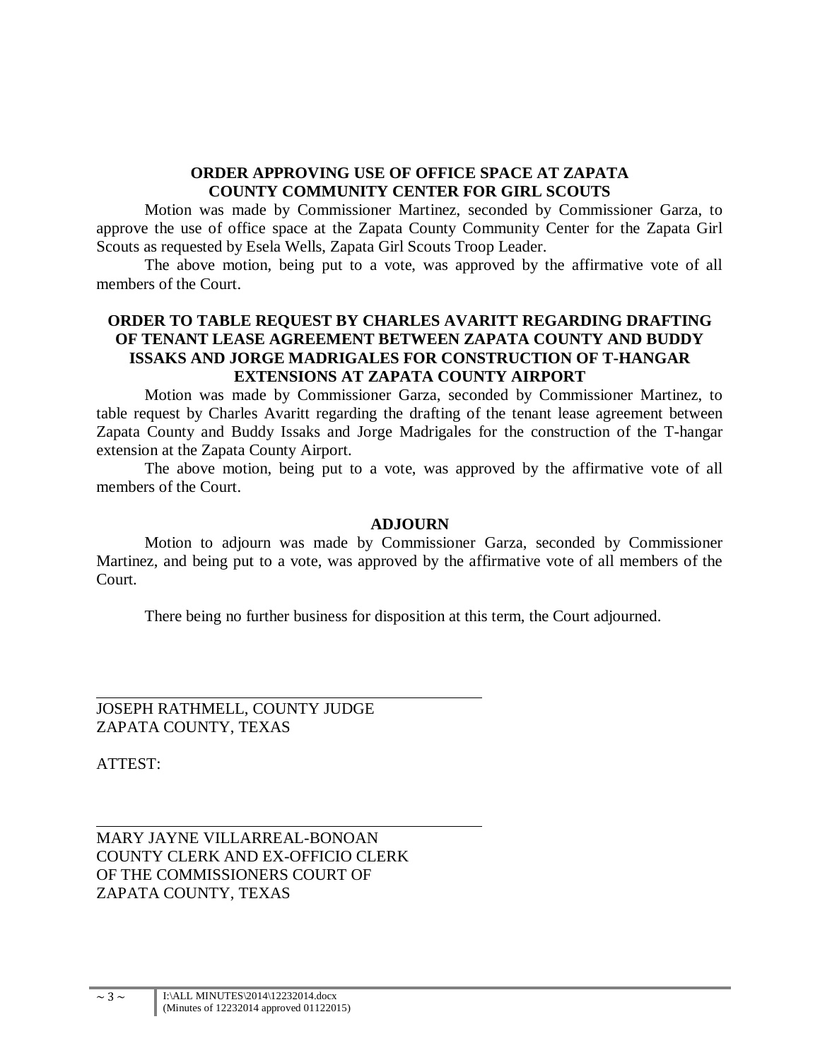**ORDER APPROVING USE OF OFFICE SPACE AT ZAPATA COUNTY COMMUNITY CENTER FOR GIRL SCOUTS**

Motion was made by Commissioner Martinez, seconded by Commissioner Garza, to approve the use of office space at the Zapata County Community Center for the Zapata Girl Scouts as requested by Esela Wells, Zapata Girl Scouts Troop Leader.

The above motion, being put to a vote, was approved by the affirmative vote of all members of the Court.

**ORDER TO TABLE REQUEST BY CHARLES AVARITT REGARDING DRAFTING OF TENANT LEASE AGREEMENT BETWEEN ZAPATA COUNTY AND BUDDY ISSAKS AND JORGE MADRIGALES FOR CONSTRUCTION OF T-HANGAR EXTENSIONS AT ZAPATA COUNTY AIRPORT**

Motion was made by Commissioner Garza, seconded by Commissioner Martinez, to table request by Charles Avaritt regarding the drafting of the tenant lease agreement between Zapata County and Buddy Issaks and Jorge Madrigales for the construction of the T-hangar extension at the Zapata County Airport.

The above motion, being put to a vote, was approved by the affirmative vote of all members of the Court.

**ADJOURN**

Motion to adjourn was made by Commissioner Garza, seconded by Commissioner Martinez, and being put to a vote, was approved by the affirmative vote of all members of the Court.

There being no further business for disposition at this term, the Court adjourned.

\_\_\_\_\_\_\_\_\_\_\_\_\_\_\_\_\_\_\_\_\_\_\_\_\_\_\_\_\_\_\_\_\_\_\_\_\_\_\_\_\_\_\_\_

JOSEPH RATHMELL, COUNTY JUDGE
ZAPATA COUNTY, TEXAS

ATTEST:

\_\_\_\_\_\_\_\_\_\_\_\_\_\_\_\_\_\_\_\_\_\_\_\_\_\_\_\_\_\_\_\_\_\_\_\_\_\_\_\_\_\_\_\_

MARY JAYNE VILLARREAL-BONOAN
COUNTY CLERK AND EX-OFFICIO CLERK
OF THE COMMISSIONERS COURT OF
ZAPATA COUNTY, TEXAS

I:\ALL MINUTES\2014\12232014.docx
(Minutes of 12232014 approved 01122015)